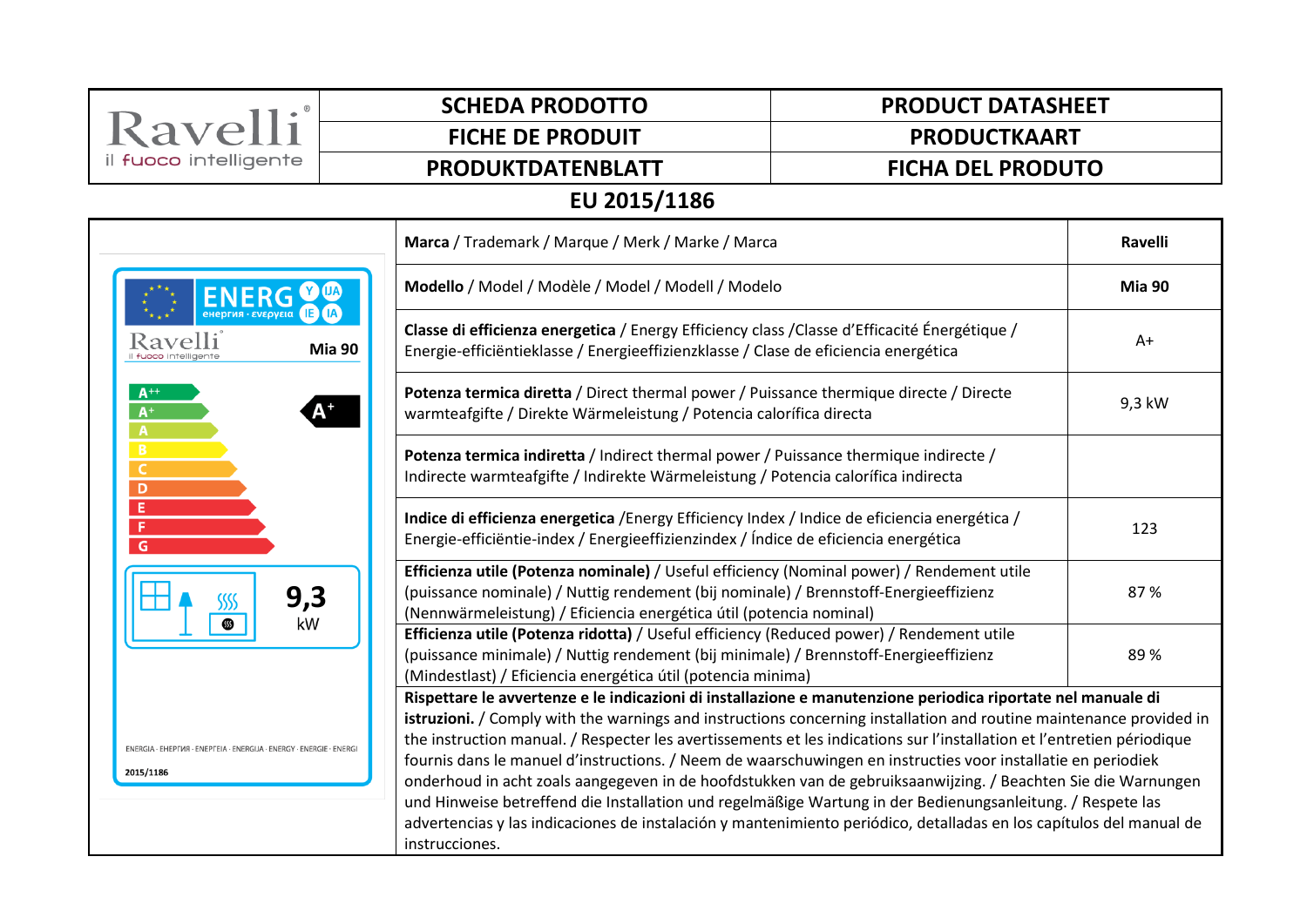| Ravelli il fuoco intelligente | SCHEDA PRODOTTO | PRODUCT DATASHEET |
|---|---|---|
| | FICHE DE PRODUIT | PRODUCTKAART |
| | PRODUKTDATENBLATT | FICHA DEL PRODUTO |

## EU 2015/1186

| | | |
|---|---|---|
| ENERG енергия · ενεργεια Y IJA IE IA<br>Ravelli il fuoco intelligente Mia 90<br>A++ A+ A B C D E F G — A+<br>9,3 kW<br>ENERGIA · ЕНЕРГИЯ · ΕΝΕΡΓΕΙΑ · ENERGIJA · ENERGY · ENERGIE · ENERGI<br>2015/1186 | **Marca** / Trademark / Marque / Merk / Marke / Marca | Ravelli |
| | **Modello** / Model / Modèle / Model / Modell / Modelo | Mia 90 |
| | **Classe di efficienza energetica** / Energy Efficiency class /Classe d'Efficacité Énergétique / Energie-efficiëntieklasse / Energieeffizienzklasse / Clase de eficiencia energética | A+ |
| | **Potenza termica diretta** / Direct thermal power / Puissance thermique directe / Directe warmteafgifte / Direkte Wärmeleistung / Potencia calorífica directa | 9,3 kW |
| | **Potenza termica indiretta** / Indirect thermal power / Puissance thermique indirecte / Indirecte warmteafgifte / Indirekte Wärmeleistung / Potencia calorífica indirecta | |
| | **Indice di efficienza energetica** /Energy Efficiency Index / Indice de eficiencia energética / Energie-efficiëntie-index / Energieeffizienzindex / Índice de eficiencia energética | 123 |
| | **Efficienza utile (Potenza nominale)** / Useful efficiency (Nominal power) / Rendement utile (puissance nominale) / Nuttig rendement (bij nominale) / Brennstoff-Energieeffizienz (Nennwärmeleistung) / Eficiencia energética útil (potencia nominal) | 87 % |
| | **Efficienza utile (Potenza ridotta)** / Useful efficiency (Reduced power) / Rendement utile (puissance minimale) / Nuttig rendement (bij minimale) / Brennstoff-Energieeffizienz (Mindestlast) / Eficiencia energética útil (potencia minima) | 89 % |
| | **Rispettare le avvertenze e le indicazioni di installazione e manutenzione periodica riportate nel manuale di istruzioni.** / Comply with the warnings and instructions concerning installation and routine maintenance provided in the instruction manual. / Respecter les avertissements et les indications sur l'installation et l'entretien périodique fournis dans le manuel d'instructions. / Neem de waarschuwingen en instructies voor installatie en periodiek onderhoud in acht zoals aangegeven in de hoofdstukken van de gebruiksaanwijzing. / Beachten Sie die Warnungen und Hinweise betreffend die Installation und regelmäßige Wartung in der Bedienungsanleitung. / Respete las advertencias y las indicaciones de instalación y mantenimiento periódico, detalladas en los capítulos del manual de instrucciones. | |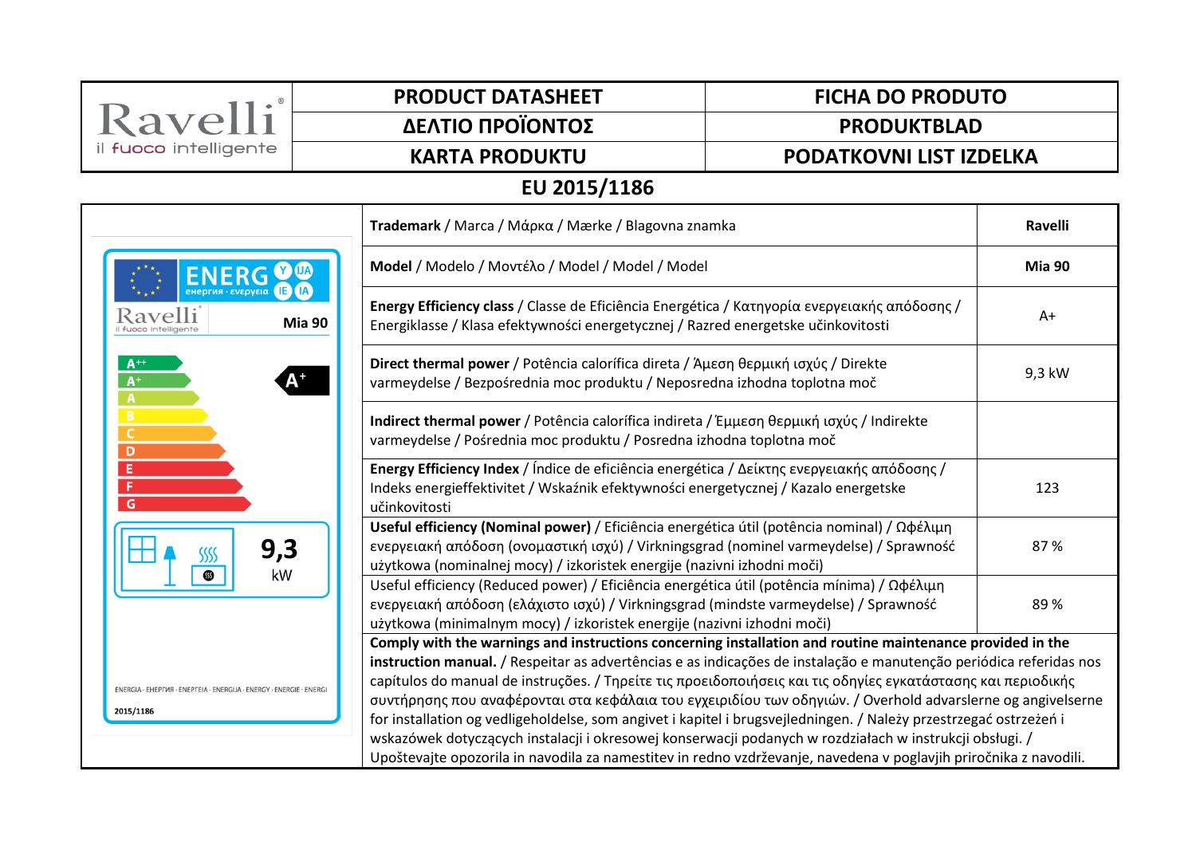| | | |
|---|---|---|
| Ravelli il fuoco intelligente | **PRODUCT DATASHEET** | **FICHA DO PRODUTO** |
| | **ΔΕΛΤΙΟ ΠΡΟΪΟΝΤΟΣ** | **PRODUKTBLAD** |
| | **KARTA PRODUKTU** | **PODATKOVNI LIST IZDELKA** |

## EU 2015/1186

ENERG енергия · ενεργεια Y IJA IE IA

Ravelli il fuoco intelligente — Mia 90

A++ A+ A B C D E F G — A+

9,3 kW

ENERGIA · ЕНЕРГИЯ · ΕΝΕΡΓΕΙΑ · ENERGIJA · ENERGY · ENERGIE · ENERGI

2015/1186

| | |
|---|---|
| **Trademark** / Marca / Μάρκα / Mærke / Blagovna znamka | **Ravelli** |
| **Model** / Modelo / Μοντέλο / Model / Model / Model | **Mia 90** |
| **Energy Efficiency class** / Classe de Eficiência Energética / Κατηγορία ενεργειακής απόδοσης / Energiklasse / Klasa efektywności energetycznej / Razred energetske učinkovitosti | A+ |
| **Direct thermal power** / Potência calorífica direta / Άμεση θερμική ισχύς / Direkte varmeydelse / Bezpośrednia moc produktu / Neposredna izhodna toplotna moč | 9,3 kW |
| **Indirect thermal power** / Potência calorífica indireta / Έμμεση θερμική ισχύς / Indirekte varmeydelse / Pośrednia moc produktu / Posredna izhodna toplotna moč | |
| **Energy Efficiency Index** / Índice de eficiência energética / Δείκτης ενεργειακής απόδοσης / Indeks energieffektivitet / Wskaźnik efektywności energetycznej / Kazalo energetske učinkovitosti | 123 |
| **Useful efficiency (Nominal power)** / Eficiência energética útil (potência nominal) / Ωφέλιμη ενεργειακή απόδοση (ονομαστική ισχύ) / Virkningsgrad (nominel varmeydelse) / Sprawność użytkowa (nominalnej mocy) / izkoristek energije (nazivni izhodni moči) | 87 % |
| Useful efficiency (Reduced power) / Eficiência energética útil (potência mínima) / Ωφέλιμη ενεργειακή απόδοση (ελάχιστο ισχύ) / Virkningsgrad (mindste varmeydelse) / Sprawność użytkowa (minimalnym mocy) / izkoristek energije (nazivni izhodni moči) | 89 % |

**Comply with the warnings and instructions concerning installation and routine maintenance provided in the instruction manual.** / Respeitar as advertências e as indicações de instalação e manutenção periódica referidas nos capítulos do manual de instruções. / Τηρείτε τις προειδοποιήσεις και τις οδηγίες εγκατάστασης και περιοδικής συντήρησης που αναφέρονται στα κεφάλαια του εγχειριδίου των οδηγιών. / Overhold advarslerne og angivelserne for installation og vedligeholdelse, som angivet i kapitel i brugsvejledningen. / Należy przestrzegać ostrzeżeń i wskazówek dotyczących instalacji i okresowej konserwacji podanych w rozdziałach w instrukcji obsługi. / Upoštevajte opozorila in navodila za namestitev in redno vzdrževanje, navedena v poglavjih priročnika z navodili.